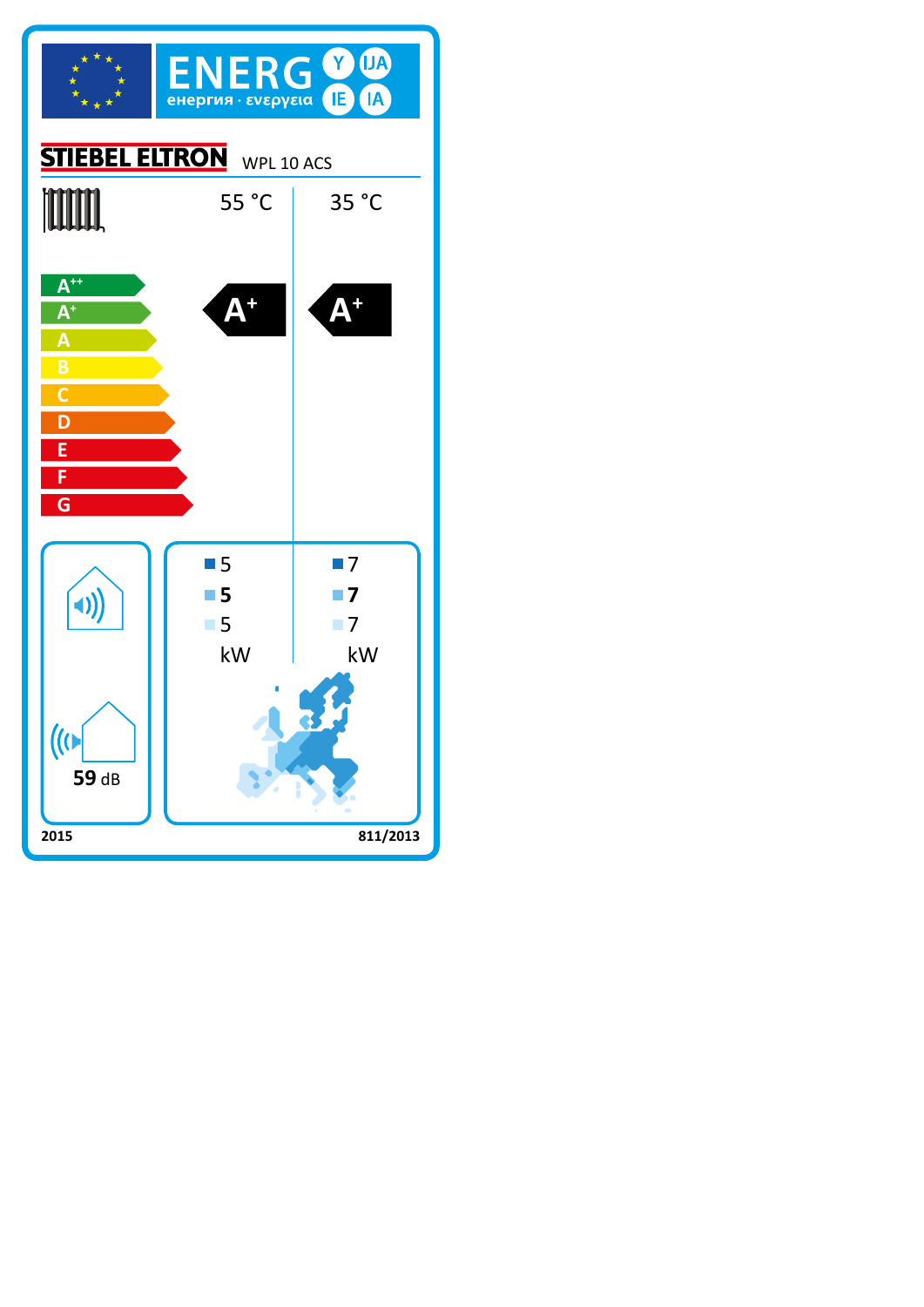# ENERG Y IJA IE IA

енергия · ενεργεια

**STIEBEL ELTRON** WPL 10 ACS

| | 55 °C | 35 °C |
|---|---|---|
| Energy class | A+ | A+ |

A++
A+
A
B
C
D
E
F
G

| | 55 °C | 35 °C |
|---|---|---|
| | 5 | 7 |
| | **5** | **7** |
| | 5 | 7 |
| | kW | kW |

59 dB

2015

811/2013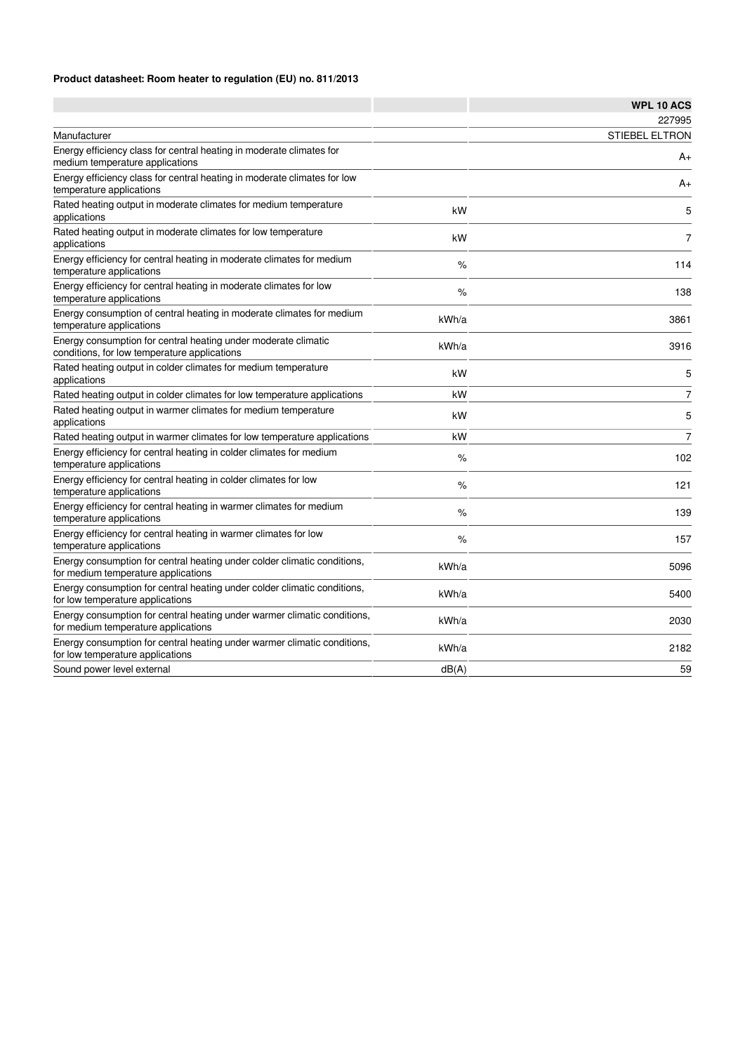**Product datasheet: Room heater to regulation (EU) no. 811/2013**

| | | WPL 10 ACS |
|---|---|---|
| | | 227995 |
| Manufacturer | | STIEBEL ELTRON |
| Energy efficiency class for central heating in moderate climates for medium temperature applications | | A+ |
| Energy efficiency class for central heating in moderate climates for low temperature applications | | A+ |
| Rated heating output in moderate climates for medium temperature applications | kW | 5 |
| Rated heating output in moderate climates for low temperature applications | kW | 7 |
| Energy efficiency for central heating in moderate climates for medium temperature applications | % | 114 |
| Energy efficiency for central heating in moderate climates for low temperature applications | % | 138 |
| Energy consumption of central heating in moderate climates for medium temperature applications | kWh/a | 3861 |
| Energy consumption for central heating under moderate climatic conditions, for low temperature applications | kWh/a | 3916 |
| Rated heating output in colder climates for medium temperature applications | kW | 5 |
| Rated heating output in colder climates for low temperature applications | kW | 7 |
| Rated heating output in warmer climates for medium temperature applications | kW | 5 |
| Rated heating output in warmer climates for low temperature applications | kW | 7 |
| Energy efficiency for central heating in colder climates for medium temperature applications | % | 102 |
| Energy efficiency for central heating in colder climates for low temperature applications | % | 121 |
| Energy efficiency for central heating in warmer climates for medium temperature applications | % | 139 |
| Energy efficiency for central heating in warmer climates for low temperature applications | % | 157 |
| Energy consumption for central heating under colder climatic conditions, for medium temperature applications | kWh/a | 5096 |
| Energy consumption for central heating under colder climatic conditions, for low temperature applications | kWh/a | 5400 |
| Energy consumption for central heating under warmer climatic conditions, for medium temperature applications | kWh/a | 2030 |
| Energy consumption for central heating under warmer climatic conditions, for low temperature applications | kWh/a | 2182 |
| Sound power level external | dB(A) | 59 |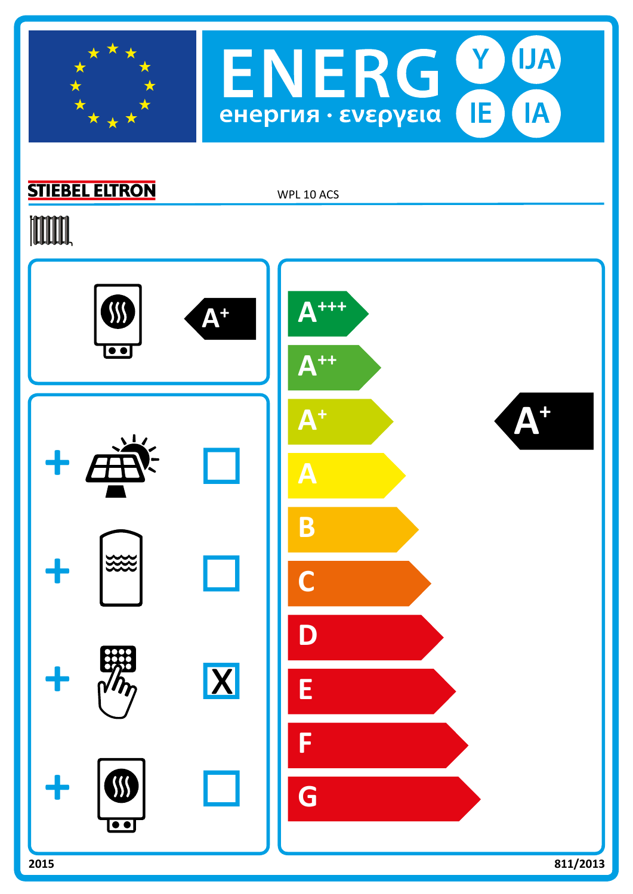# ENERG Y IJA IE IA

енергия · ενεργεια

**STIEBEL ELTRON** WPL 10 ACS

A+

| | |
|---|---|
| + | ☐ |
| + | ☐ |
| + | X |
| + | ☐ |

A+++
A++
A+
A
B
C
D
E
F
G

A+

2015 811/2013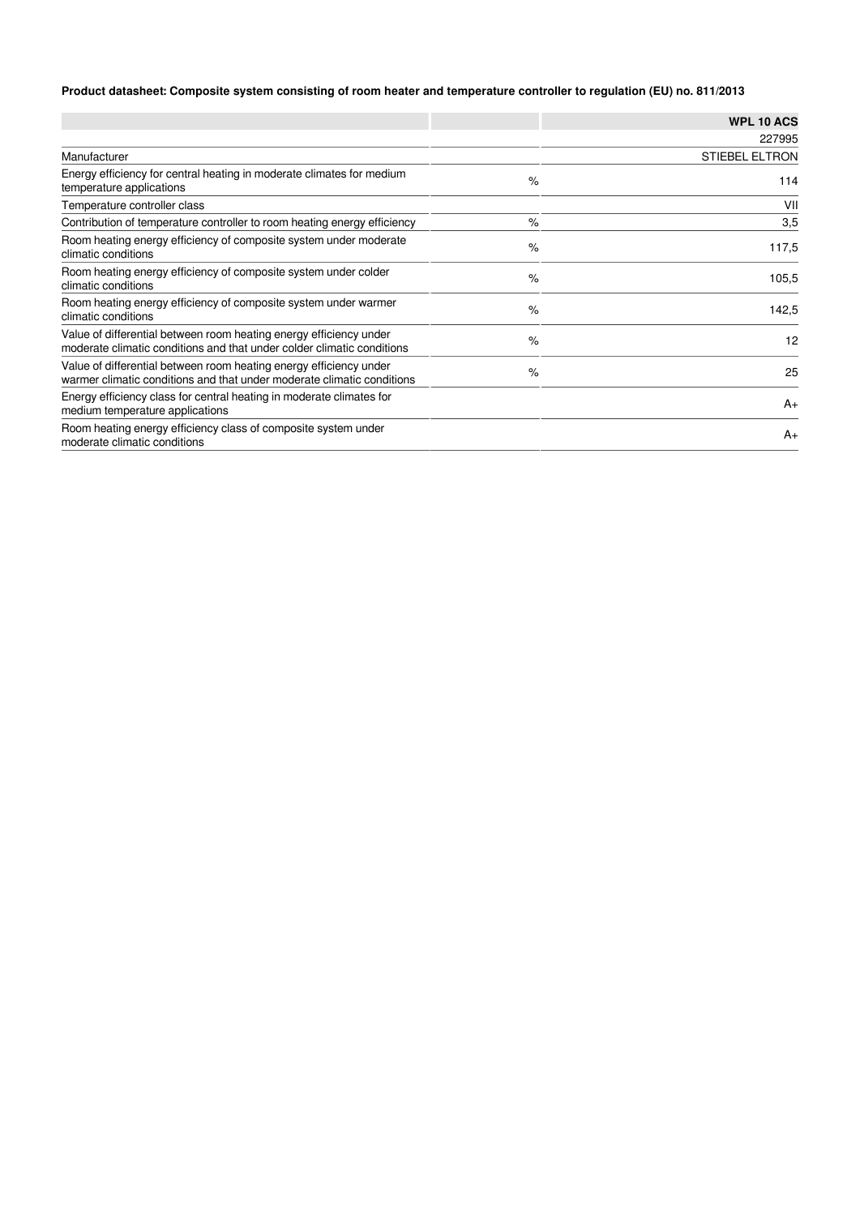**Product datasheet: Composite system consisting of room heater and temperature controller to regulation (EU) no. 811/2013**

| | | WPL 10 ACS |
|---|---|---|
| | | 227995 |
| Manufacturer | | STIEBEL ELTRON |
| Energy efficiency for central heating in moderate climates for medium temperature applications | % | 114 |
| Temperature controller class | | VII |
| Contribution of temperature controller to room heating energy efficiency | % | 3,5 |
| Room heating energy efficiency of composite system under moderate climatic conditions | % | 117,5 |
| Room heating energy efficiency of composite system under colder climatic conditions | % | 105,5 |
| Room heating energy efficiency of composite system under warmer climatic conditions | % | 142,5 |
| Value of differential between room heating energy efficiency under moderate climatic conditions and that under colder climatic conditions | % | 12 |
| Value of differential between room heating energy efficiency under warmer climatic conditions and that under moderate climatic conditions | % | 25 |
| Energy efficiency class for central heating in moderate climates for medium temperature applications | | A+ |
| Room heating energy efficiency class of composite system under moderate climatic conditions | | A+ |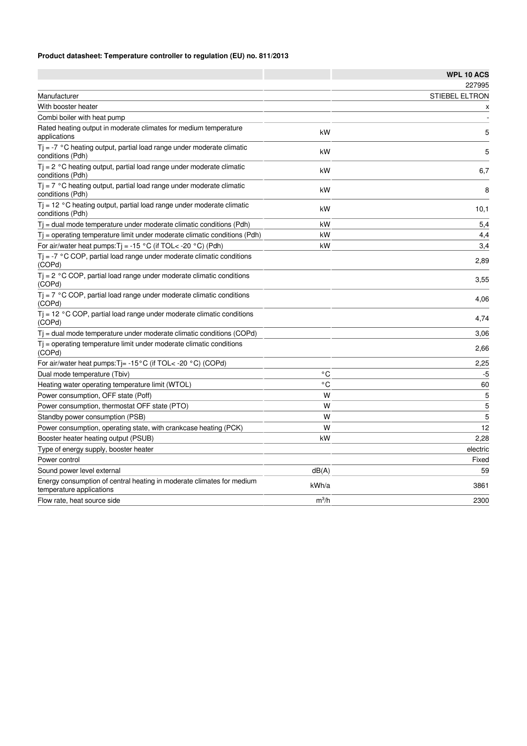**Product datasheet: Temperature controller to regulation (EU) no. 811/2013**

| | | WPL 10 ACS |
|---|---|---|
| | | 227995 |
| Manufacturer | | STIEBEL ELTRON |
| With booster heater | | x |
| Combi boiler with heat pump | | - |
| Rated heating output in moderate climates for medium temperature applications | kW | 5 |
| Tj = -7 °C heating output, partial load range under moderate climatic conditions (Pdh) | kW | 5 |
| Tj = 2 °C heating output, partial load range under moderate climatic conditions (Pdh) | kW | 6,7 |
| Tj = 7 °C heating output, partial load range under moderate climatic conditions (Pdh) | kW | 8 |
| Tj = 12 °C heating output, partial load range under moderate climatic conditions (Pdh) | kW | 10,1 |
| Tj = dual mode temperature under moderate climatic conditions (Pdh) | kW | 5,4 |
| Tj = operating temperature limit under moderate climatic conditions (Pdh) | kW | 4,4 |
| For air/water heat pumps:Tj = -15 °C (if TOL< -20 °C) (Pdh) | kW | 3,4 |
| Tj = -7 °C COP, partial load range under moderate climatic conditions (COPd) | | 2,89 |
| Tj = 2 °C COP, partial load range under moderate climatic conditions (COPd) | | 3,55 |
| Tj = 7 °C COP, partial load range under moderate climatic conditions (COPd) | | 4,06 |
| Tj = 12 °C COP, partial load range under moderate climatic conditions (COPd) | | 4,74 |
| Tj = dual mode temperature under moderate climatic conditions (COPd) | | 3,06 |
| Tj = operating temperature limit under moderate climatic conditions (COPd) | | 2,66 |
| For air/water heat pumps:Tj= -15°C (if TOL< -20 °C) (COPd) | | 2,25 |
| Dual mode temperature (Tbiv) | °C | -5 |
| Heating water operating temperature limit (WTOL) | °C | 60 |
| Power consumption, OFF state (Poff) | W | 5 |
| Power consumption, thermostat OFF state (PTO) | W | 5 |
| Standby power consumption (PSB) | W | 5 |
| Power consumption, operating state, with crankcase heating (PCK) | W | 12 |
| Booster heater heating output (PSUB) | kW | 2,28 |
| Type of energy supply, booster heater | | electric |
| Power control | | Fixed |
| Sound power level external | dB(A) | 59 |
| Energy consumption of central heating in moderate climates for medium temperature applications | kWh/a | 3861 |
| Flow rate, heat source side | $m^3/h$ | 2300 |